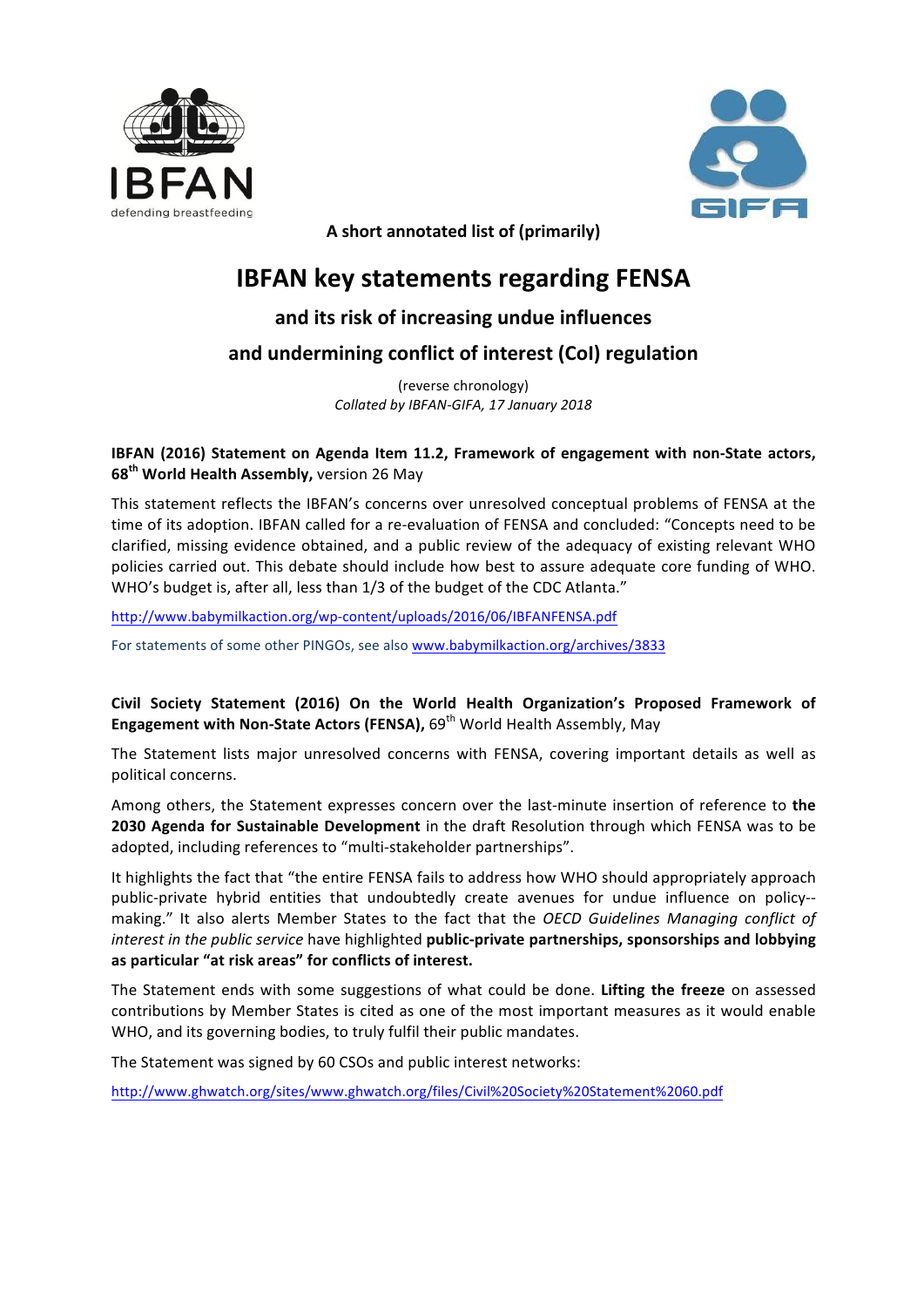A short annotated list of (primarily)

# IBFAN key statements regarding FENSA

## and its risk of increasing undue influences

## and undermining conflict of interest (CoI) regulation

(reverse chronology)

*Collated by IBFAN-GIFA, 17 January 2018*

**IBFAN (2016) Statement on Agenda Item 11.2, Framework of engagement with non-State actors, 68th World Health Assembly,** version 26 May

This statement reflects the IBFAN's concerns over unresolved conceptual problems of FENSA at the time of its adoption. IBFAN called for a re-evaluation of FENSA and concluded: "Concepts need to be clarified, missing evidence obtained, and a public review of the adequacy of existing relevant WHO policies carried out. This debate should include how best to assure adequate core funding of WHO. WHO's budget is, after all, less than 1/3 of the budget of the CDC Atlanta."

http://www.babymilkaction.org/wp-content/uploads/2016/06/IBFANFENSA.pdf

For statements of some other PINGOs, see also www.babymilkaction.org/archives/3833

**Civil Society Statement (2016) On the World Health Organization's Proposed Framework of Engagement with Non-State Actors (FENSA),** 69th World Health Assembly, May

The Statement lists major unresolved concerns with FENSA, covering important details as well as political concerns.

Among others, the Statement expresses concern over the last-minute insertion of reference to **the 2030 Agenda for Sustainable Development** in the draft Resolution through which FENSA was to be adopted, including references to "multi-stakeholder partnerships".

It highlights the fact that "the entire FENSA fails to address how WHO should appropriately approach public-private hybrid entities that undoubtedly create avenues for undue influence on policy--making." It also alerts Member States to the fact that the *OECD Guidelines Managing conflict of interest in the public service* have highlighted **public-private partnerships, sponsorships and lobbying as particular "at risk areas" for conflicts of interest.**

The Statement ends with some suggestions of what could be done. **Lifting the freeze** on assessed contributions by Member States is cited as one of the most important measures as it would enable WHO, and its governing bodies, to truly fulfil their public mandates.

The Statement was signed by 60 CSOs and public interest networks:

http://www.ghwatch.org/sites/www.ghwatch.org/files/Civil%20Society%20Statement%2060.pdf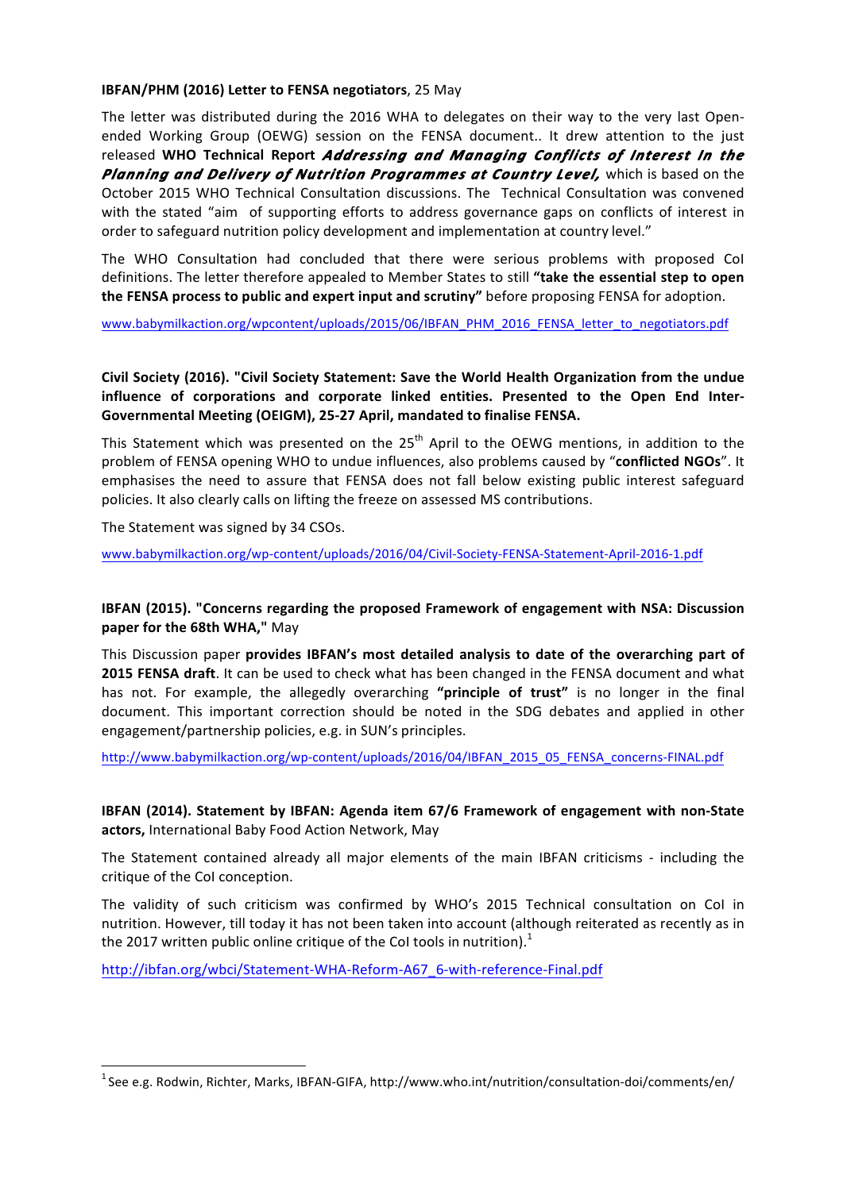**IBFAN/PHM (2016) Letter to FENSA negotiators**, 25 May

The letter was distributed during the 2016 WHA to delegates on their way to the very last Open-ended Working Group (OEWG) session on the FENSA document.. It drew attention to the just released **WHO Technical Report** ***Addressing and Managing Conflicts of Interest In the Planning and Delivery of Nutrition Programmes at Country Level,*** which is based on the October 2015 WHO Technical Consultation discussions. The Technical Consultation was convened with the stated "aim of supporting efforts to address governance gaps on conflicts of interest in order to safeguard nutrition policy development and implementation at country level."

The WHO Consultation had concluded that there were serious problems with proposed CoI definitions. The letter therefore appealed to Member States to still **"take the essential step to open the FENSA process to public and expert input and scrutiny"** before proposing FENSA for adoption.

www.babymilkaction.org/wpcontent/uploads/2015/06/IBFAN_PHM_2016_FENSA_letter_to_negotiators.pdf

**Civil Society (2016). "Civil Society Statement: Save the World Health Organization from the undue influence of corporations and corporate linked entities. Presented to the Open End Inter-Governmental Meeting (OEIGM), 25-27 April, mandated to finalise FENSA.**

This Statement which was presented on the 25th April to the OEWG mentions, in addition to the problem of FENSA opening WHO to undue influences, also problems caused by "**conflicted NGOs**". It emphasises the need to assure that FENSA does not fall below existing public interest safeguard policies. It also clearly calls on lifting the freeze on assessed MS contributions.

The Statement was signed by 34 CSOs.

www.babymilkaction.org/wp-content/uploads/2016/04/Civil-Society-FENSA-Statement-April-2016-1.pdf

**IBFAN (2015). "Concerns regarding the proposed Framework of engagement with NSA: Discussion paper for the 68th WHA,"** May

This Discussion paper **provides IBFAN's most detailed analysis to date of the overarching part of 2015 FENSA draft**. It can be used to check what has been changed in the FENSA document and what has not. For example, the allegedly overarching **"principle of trust"** is no longer in the final document. This important correction should be noted in the SDG debates and applied in other engagement/partnership policies, e.g. in SUN's principles.

http://www.babymilkaction.org/wp-content/uploads/2016/04/IBFAN_2015_05_FENSA_concerns-FINAL.pdf

**IBFAN (2014). Statement by IBFAN: Agenda item 67/6 Framework of engagement with non-State actors,** International Baby Food Action Network, May

The Statement contained already all major elements of the main IBFAN criticisms - including the critique of the CoI conception.

The validity of such criticism was confirmed by WHO's 2015 Technical consultation on CoI in nutrition. However, till today it has not been taken into account (although reiterated as recently as in the 2017 written public online critique of the CoI tools in nutrition).[1]

http://ibfan.org/wbci/Statement-WHA-Reform-A67_6-with-reference-Final.pdf

---

[1] See e.g. Rodwin, Richter, Marks, IBFAN-GIFA, http://www.who.int/nutrition/consultation-doi/comments/en/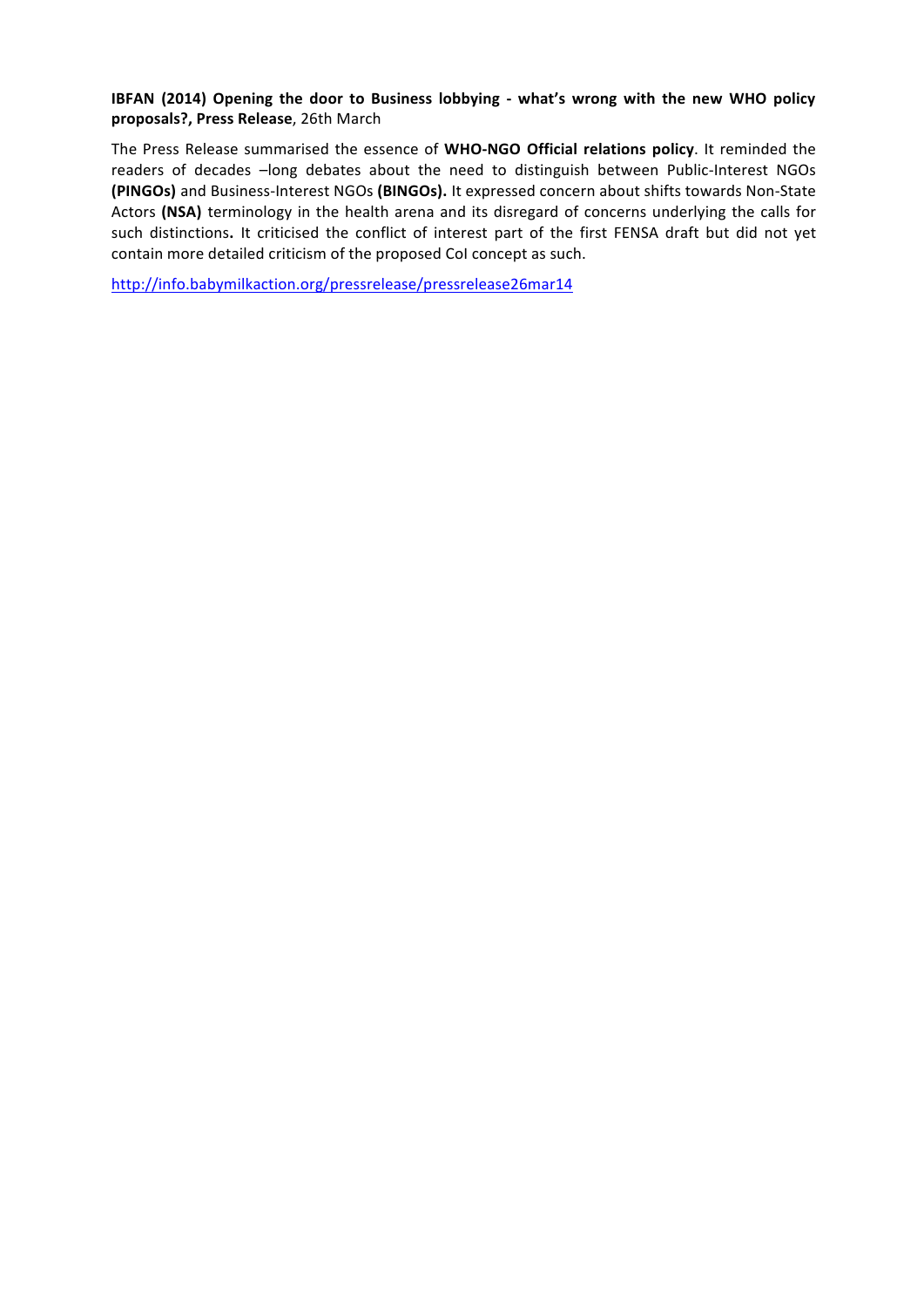**IBFAN (2014) Opening the door to Business lobbying - what's wrong with the new WHO policy proposals?, Press Release**, 26th March

The Press Release summarised the essence of **WHO-NGO Official relations policy**. It reminded the readers of decades –long debates about the need to distinguish between Public-Interest NGOs **(PINGOs)** and Business-Interest NGOs **(BINGOs).** It expressed concern about shifts towards Non-State Actors **(NSA)** terminology in the health arena and its disregard of concerns underlying the calls for such distinctions**.** It criticised the conflict of interest part of the first FENSA draft but did not yet contain more detailed criticism of the proposed CoI concept as such.

http://info.babymilkaction.org/pressrelease/pressrelease26mar14